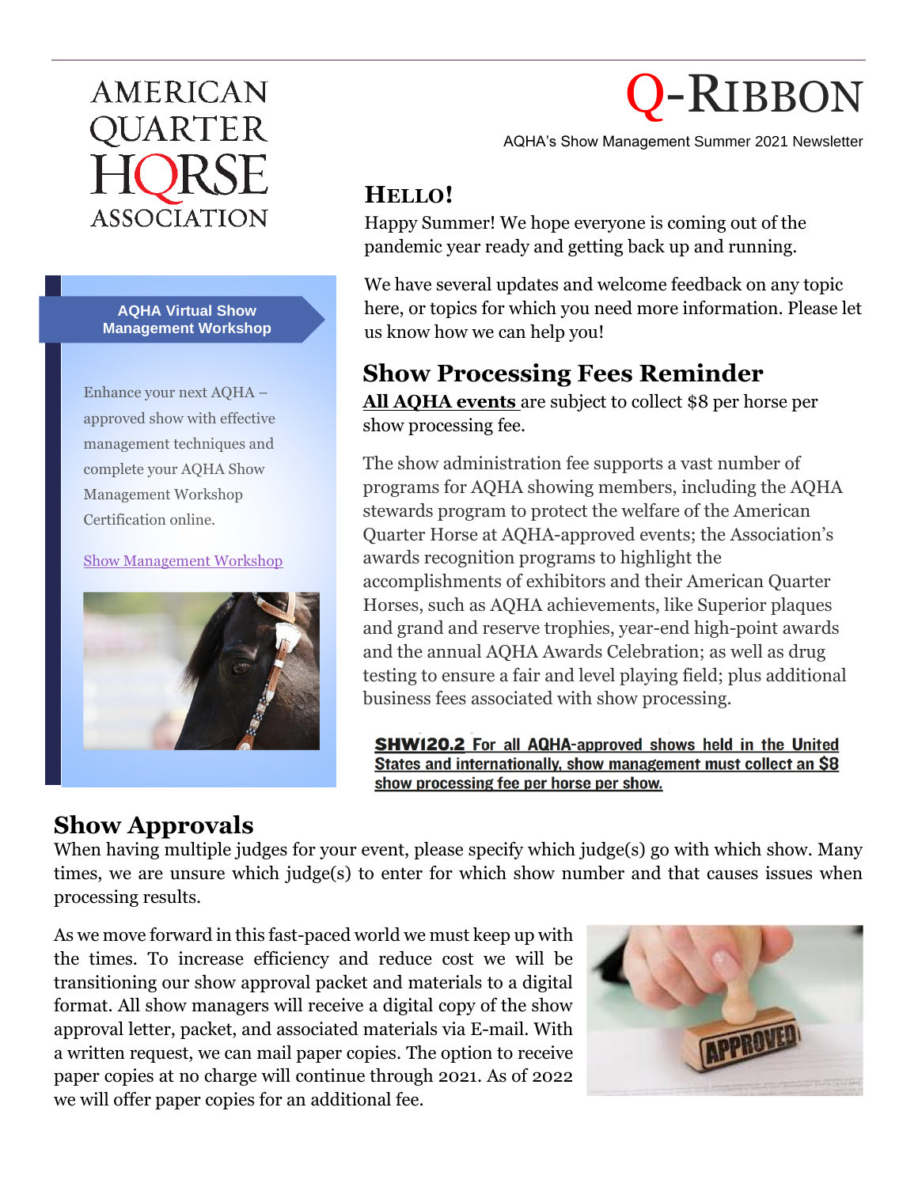AMERICAN QUARTER HORSE ASSOCIATION

# Q-RIBBON

AQHA's Show Management Summer 2021 Newsletter

## HELLO!

Happy Summer! We hope everyone is coming out of the pandemic year ready and getting back up and running.

We have several updates and welcome feedback on any topic here, or topics for which you need more information. Please let us know how we can help you!

## Show Processing Fees Reminder

**All AQHA events** are subject to collect $8 per horse per show processing fee.

The show administration fee supports a vast number of programs for AQHA showing members, including the AQHA stewards program to protect the welfare of the American Quarter Horse at AQHA-approved events; the Association's awards recognition programs to highlight the accomplishments of exhibitors and their American Quarter Horses, such as AQHA achievements, like Superior plaques and grand and reserve trophies, year-end high-point awards and the annual AQHA Awards Celebration; as well as drug testing to ensure a fair and level playing field; plus additional business fees associated with show processing.

**SHW120.2** For all AQHA-approved shows held in the United States and internationally, show management must collect an $8 show processing fee per horse per show.

**AQHA Virtual Show Management Workshop**

Enhance your next AQHA – approved show with effective management techniques and complete your AQHA Show Management Workshop Certification online.

Show Management Workshop

## Show Approvals

When having multiple judges for your event, please specify which judge(s) go with which show. Many times, we are unsure which judge(s) to enter for which show number and that causes issues when processing results.

As we move forward in this fast-paced world we must keep up with the times. To increase efficiency and reduce cost we will be transitioning our show approval packet and materials to a digital format. All show managers will receive a digital copy of the show approval letter, packet, and associated materials via E-mail. With a written request, we can mail paper copies. The option to receive paper copies at no charge will continue through 2021. As of 2022 we will offer paper copies for an additional fee.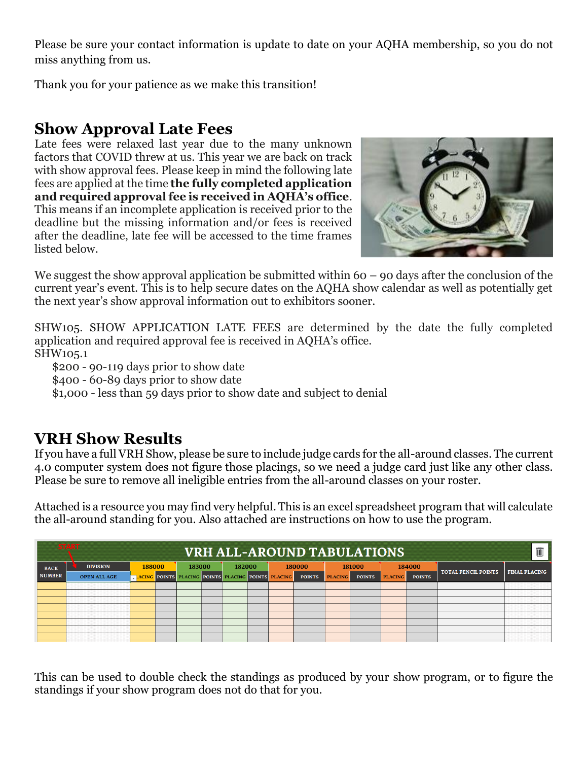Please be sure your contact information is update to date on your AQHA membership, so you do not miss anything from us.

Thank you for your patience as we make this transition!

## Show Approval Late Fees

Late fees were relaxed last year due to the many unknown factors that COVID threw at us. This year we are back on track with show approval fees. Please keep in mind the following late fees are applied at the time **the fully completed application and required approval fee is received in AQHA's office**. This means if an incomplete application is received prior to the deadline but the missing information and/or fees is received after the deadline, late fee will be accessed to the time frames listed below.

We suggest the show approval application be submitted within 60 – 90 days after the conclusion of the current year's event. This is to help secure dates on the AQHA show calendar as well as potentially get the next year's show approval information out to exhibitors sooner.

SHW105. SHOW APPLICATION LATE FEES are determined by the date the fully completed application and required approval fee is received in AQHA's office.
SHW105.1

- $200 - 90-119 days prior to show date
- $400 - 60-89 days prior to show date
- $1,000 - less than 59 days prior to show date and subject to denial

## VRH Show Results

If you have a full VRH Show, please be sure to include judge cards for the all-around classes. The current 4.0 computer system does not figure those placings, so we need a judge card just like any other class. Please be sure to remove all ineligible entries from the all-around classes on your roster.

Attached is a resource you may find very helpful. This is an excel spreadsheet program that will calculate the all-around standing for you. Also attached are instructions on how to use the program.

| VRH ALL-AROUND TABULATIONS | | | | | | | | | | | | | | | |
|---|---|---|---|---|---|---|---|---|---|---|---|---|---|---|---|
| BACK NUMBER | DIVISION | 188000 | | 183000 | | 182000 | | 180000 | | 181000 | | 184000 | | TOTAL PENCIL POINTS | FINAL PLACING |
| | OPEN ALL AGE | PLACING | POINTS | PLACING | POINTS | PLACING | POINTS | PLACING | POINTS | PLACING | POINTS | PLACING | POINTS | | |
| | | | | | | | | | | | | | | | |
| | | | | | | | | | | | | | | | |
| | | | | | | | | | | | | | | | |
| | | | | | | | | | | | | | | | |
| | | | | | | | | | | | | | | | |

This can be used to double check the standings as produced by your show program, or to figure the standings if your show program does not do that for you.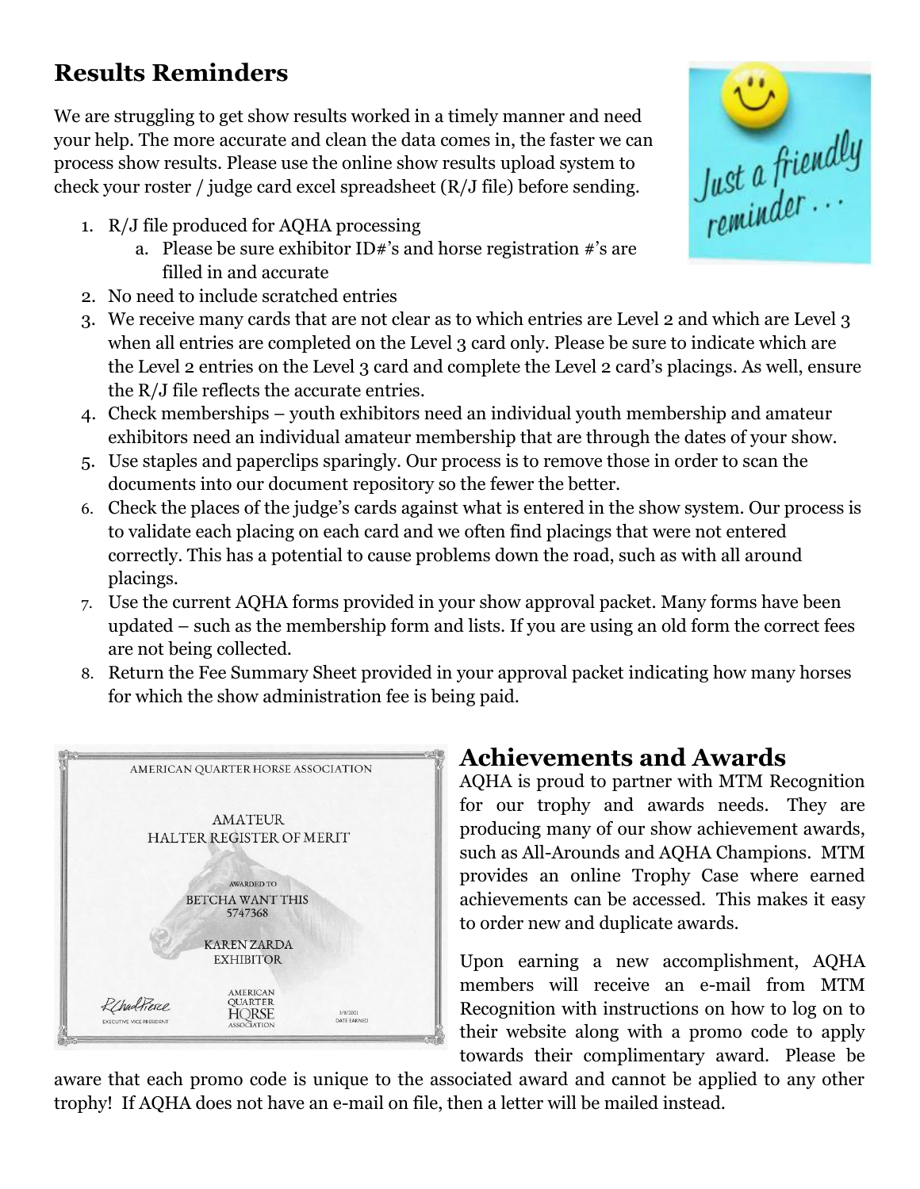## Results Reminders

We are struggling to get show results worked in a timely manner and need your help. The more accurate and clean the data comes in, the faster we can process show results. Please use the online show results upload system to check your roster / judge card excel spreadsheet (R/J file) before sending.

1. R/J file produced for AQHA processing
   a. Please be sure exhibitor ID#'s and horse registration #'s are filled in and accurate
2. No need to include scratched entries
3. We receive many cards that are not clear as to which entries are Level 2 and which are Level 3 when all entries are completed on the Level 3 card only. Please be sure to indicate which are the Level 2 entries on the Level 3 card and complete the Level 2 card's placings. As well, ensure the R/J file reflects the accurate entries.
4. Check memberships – youth exhibitors need an individual youth membership and amateur exhibitors need an individual amateur membership that are through the dates of your show.
5. Use staples and paperclips sparingly. Our process is to remove those in order to scan the documents into our document repository so the fewer the better.
6. Check the places of the judge's cards against what is entered in the show system. Our process is to validate each placing on each card and we often find placings that were not entered correctly. This has a potential to cause problems down the road, such as with all around placings.
7. Use the current AQHA forms provided in your show approval packet. Many forms have been updated – such as the membership form and lists. If you are using an old form the correct fees are not being collected.
8. Return the Fee Summary Sheet provided in your approval packet indicating how many horses for which the show administration fee is being paid.

## Achievements and Awards

AQHA is proud to partner with MTM Recognition for our trophy and awards needs. They are producing many of our show achievement awards, such as All-Arounds and AQHA Champions. MTM provides an online Trophy Case where earned achievements can be accessed. This makes it easy to order new and duplicate awards.

Upon earning a new accomplishment, AQHA members will receive an e-mail from MTM Recognition with instructions on how to log on to their website along with a promo code to apply towards their complimentary award. Please be aware that each promo code is unique to the associated award and cannot be applied to any other trophy! If AQHA does not have an e-mail on file, then a letter will be mailed instead.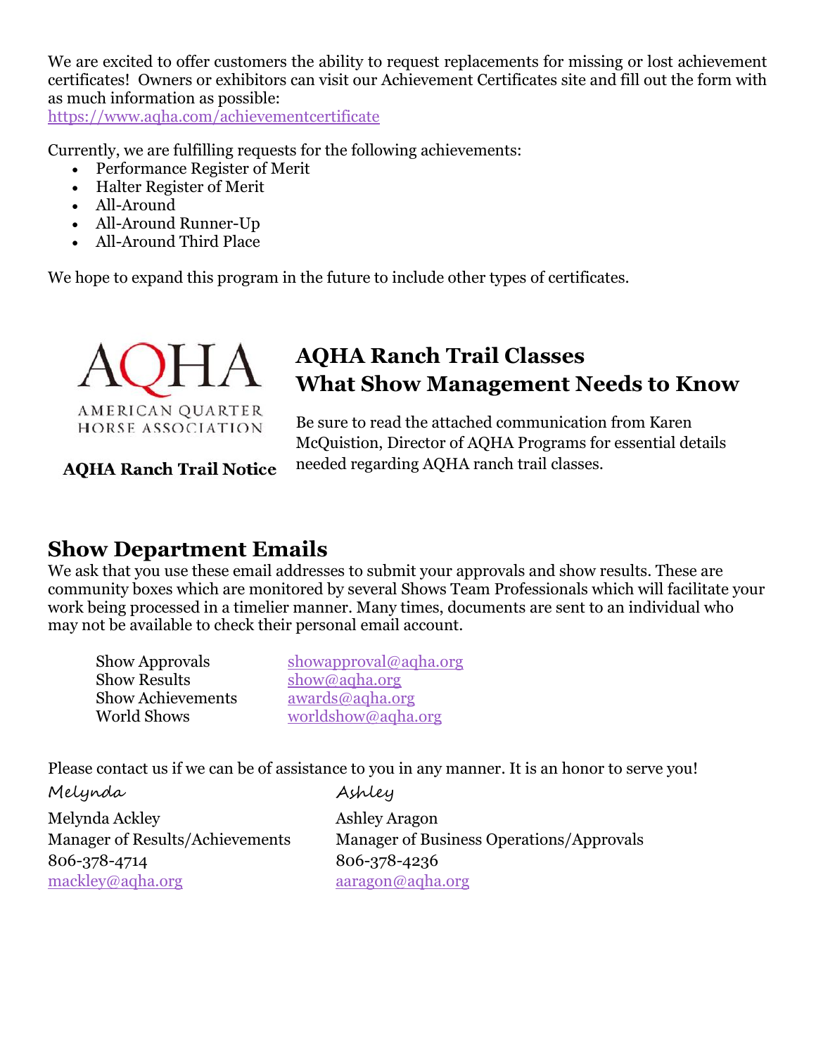We are excited to offer customers the ability to request replacements for missing or lost achievement certificates! Owners or exhibitors can visit our Achievement Certificates site and fill out the form with as much information as possible:
https://www.aqha.com/achievementcertificate

Currently, we are fulfilling requests for the following achievements:

- Performance Register of Merit
- Halter Register of Merit
- All-Around
- All-Around Runner-Up
- All-Around Third Place

We hope to expand this program in the future to include other types of certificates.

AQHA
AMERICAN QUARTER HORSE ASSOCIATION

**AQHA Ranch Trail Notice**

## AQHA Ranch Trail Classes
## What Show Management Needs to Know

Be sure to read the attached communication from Karen McQuistion, Director of AQHA Programs for essential details needed regarding AQHA ranch trail classes.

## Show Department Emails

We ask that you use these email addresses to submit your approvals and show results. These are community boxes which are monitored by several Shows Team Professionals which will facilitate your work being processed in a timelier manner. Many times, documents are sent to an individual who may not be available to check their personal email account.

| | |
|---|---|
| Show Approvals | showapproval@aqha.org |
| Show Results | show@aqha.org |
| Show Achievements | awards@aqha.org |
| World Shows | worldshow@aqha.org |

Please contact us if we can be of assistance to you in any manner. It is an honor to serve you!

*Melynda*
Melynda Ackley
Manager of Results/Achievements
806-378-4714
mackley@aqha.org

*Ashley*
Ashley Aragon
Manager of Business Operations/Approvals
806-378-4236
aaragon@aqha.org